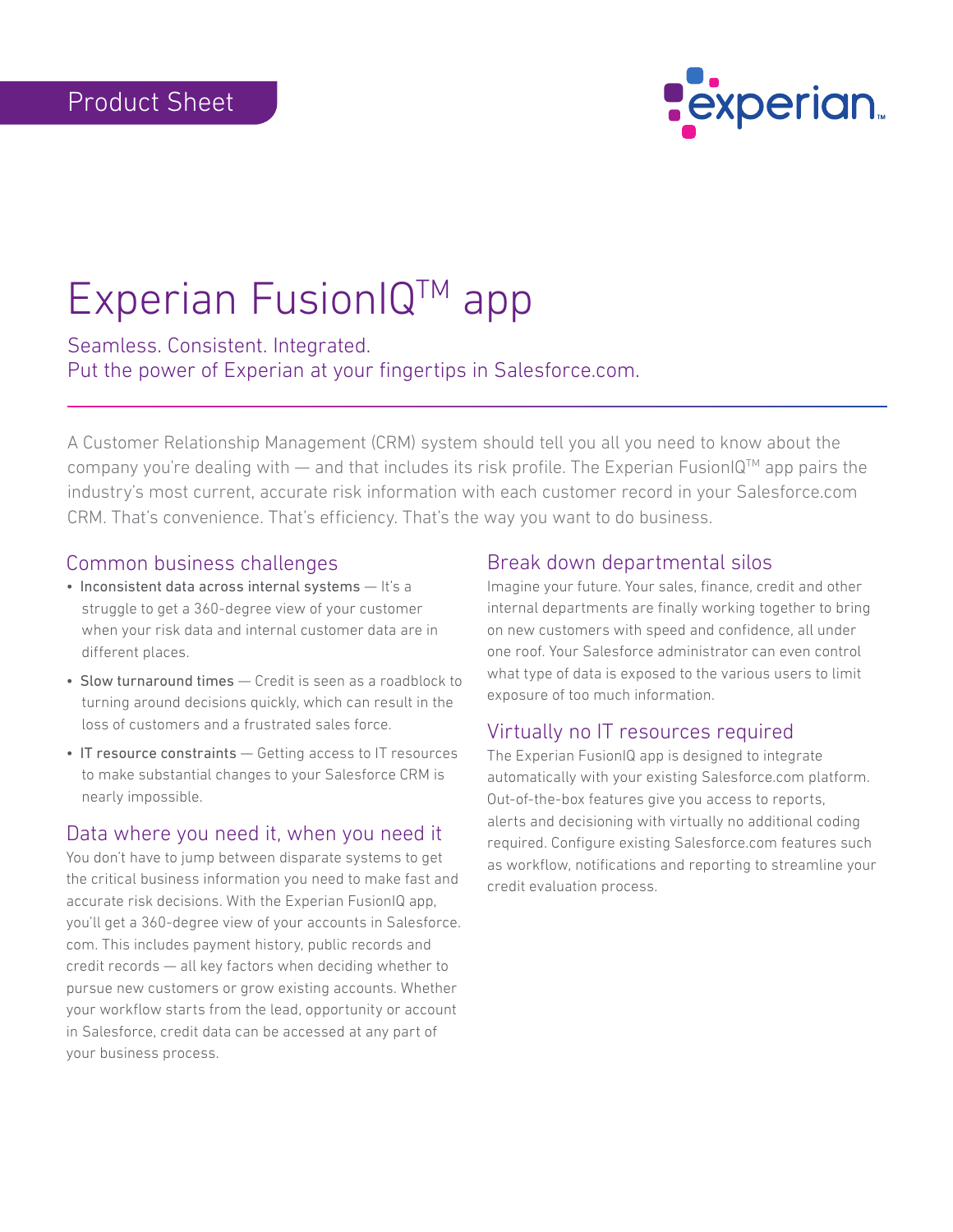Product Sheet

# Experian FusionIQ™ app

## Seamless. Consistent. Integrated.
## Put the power of Experian at your fingertips in Salesforce.com.

A Customer Relationship Management (CRM) system should tell you all you need to know about the company you're dealing with — and that includes its risk profile. The Experian FusionIQ™ app pairs the industry's most current, accurate risk information with each customer record in your Salesforce.com CRM. That's convenience. That's efficiency. That's the way you want to do business.

### Common business challenges

- Inconsistent data across internal systems — It's a struggle to get a 360-degree view of your customer when your risk data and internal customer data are in different places.
- Slow turnaround times — Credit is seen as a roadblock to turning around decisions quickly, which can result in the loss of customers and a frustrated sales force.
- IT resource constraints — Getting access to IT resources to make substantial changes to your Salesforce CRM is nearly impossible.

### Data where you need it, when you need it

You don't have to jump between disparate systems to get the critical business information you need to make fast and accurate risk decisions. With the Experian FusionIQ app, you'll get a 360-degree view of your accounts in Salesforce.com. This includes payment history, public records and credit records — all key factors when deciding whether to pursue new customers or grow existing accounts. Whether your workflow starts from the lead, opportunity or account in Salesforce, credit data can be accessed at any part of your business process.

### Break down departmental silos

Imagine your future. Your sales, finance, credit and other internal departments are finally working together to bring on new customers with speed and confidence, all under one roof. Your Salesforce administrator can even control what type of data is exposed to the various users to limit exposure of too much information.

### Virtually no IT resources required

The Experian FusionIQ app is designed to integrate automatically with your existing Salesforce.com platform. Out-of-the-box features give you access to reports, alerts and decisioning with virtually no additional coding required. Configure existing Salesforce.com features such as workflow, notifications and reporting to streamline your credit evaluation process.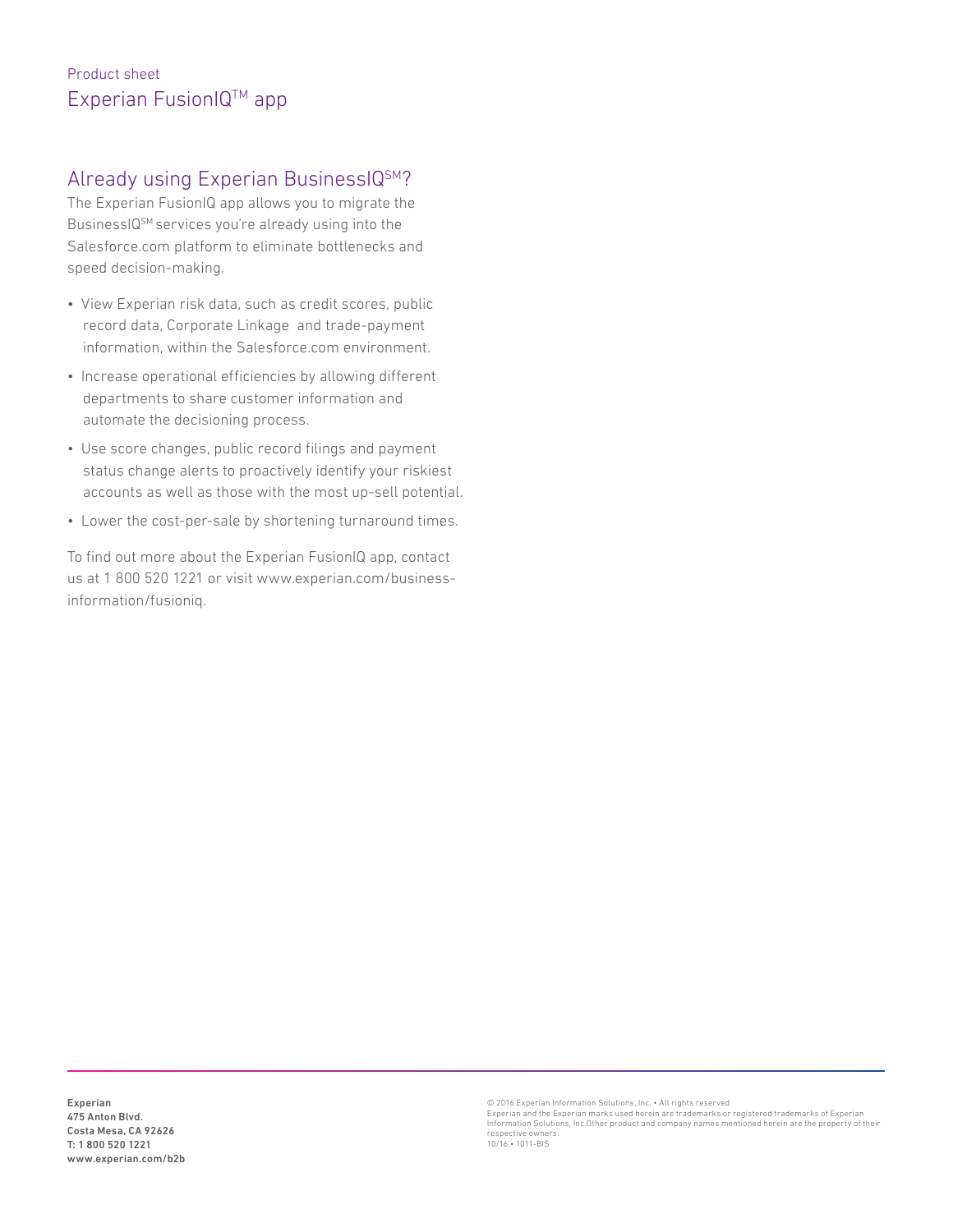## Already using Experian BusinessIQ℠?

The Experian FusionIQ app allows you to migrate the BusinessIQ℠ services you're already using into the Salesforce.com platform to eliminate bottlenecks and speed decision-making.

- View Experian risk data, such as credit scores, public record data, Corporate Linkage and trade-payment information, within the Salesforce.com environment.
- Increase operational efficiencies by allowing different departments to share customer information and automate the decisioning process.
- Use score changes, public record filings and payment status change alerts to proactively identify your riskiest accounts as well as those with the most up-sell potential.
- Lower the cost-per-sale by shortening turnaround times.

To find out more about the Experian FusionIQ app, contact us at 1 800 520 1221 or visit www.experian.com/business-information/fusioniq.

Experian
475 Anton Blvd.
Costa Mesa, CA 92626
T: 1 800 520 1221
www.experian.com/b2b

© 2016 Experian Information Solutions, Inc. • All rights reserved
Experian and the Experian marks used herein are trademarks or registered trademarks of Experian Information Solutions, Inc.Other product and company names mentioned herein are the property of their respective owners.
10/16 • 1011-BIS